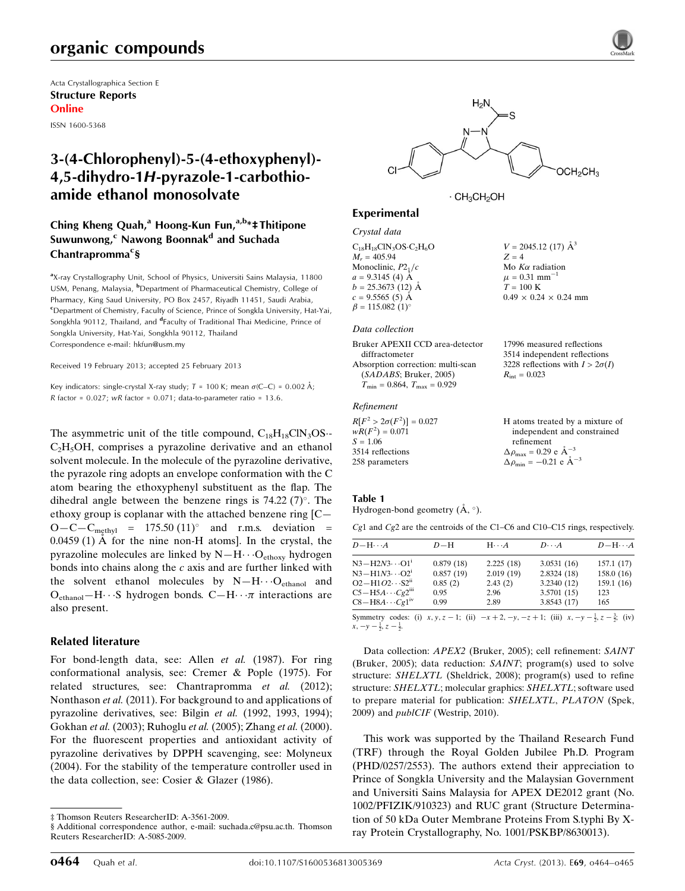Acta Crystallographica Section E

**Structure Reports Online**

ISSN 1600-5368

# 3-(4-Chlorophenyl)-5-(4-ethoxyphenyl)-4,5-dihydro-1*H*-pyrazole-1-carbothioamide ethanol monosolvate

**Ching Kheng Quah,[a] Hoong-Kun Fun,[a,b]*‡ Thitipone Suwunwong,[c] Nawong Boonnak[d] and Suchada Chantrapromma[c]§**

[a]X-ray Crystallography Unit, School of Physics, Universiti Sains Malaysia, 11800 USM, Penang, Malaysia, [b]Department of Pharmaceutical Chemistry, College of Pharmacy, King Saud University, PO Box 2457, Riyadh 11451, Saudi Arabia, [c]Department of Chemistry, Faculty of Science, Prince of Songkla University, Hat-Yai, Songkhla 90112, Thailand, and [d]Faculty of Traditional Thai Medicine, Prince of Songkla University, Hat-Yai, Songkhla 90112, Thailand

Correspondence e-mail: hkfun@usm.my

Received 19 February 2013; accepted 25 February 2013

Key indicators: single-crystal X-ray study; $T$ = 100 K; mean $\sigma$(C–C) = 0.002 Å; $R$ factor = 0.027; $wR$ factor = 0.071; data-to-parameter ratio = 13.6.

The asymmetric unit of the title compound, $C_{18}H_{18}ClN_3OS\cdot C_2H_5OH$, comprises a pyrazoline derivative and an ethanol solvent molecule. In the molecule of the pyrazoline derivative, the pyrazole ring adopts an envelope conformation with the C atom bearing the ethoxyphenyl substituent as the flap. The dihedral angle between the benzene rings is 74.22 (7)°. The ethoxy group is coplanar with the attached benzene ring [C—O—C—$C_{methyl}$ = 175.50 (11)° and r.m.s. deviation = 0.0459 (1) Å for the nine non-H atoms]. In the crystal, the pyrazoline molecules are linked by N—H⋯$O_{ethoxy}$ hydrogen bonds into chains along the $c$ axis and are further linked with the solvent ethanol molecules by N—H⋯$O_{ethanol}$ and $O_{ethanol}$—H⋯S hydrogen bonds. C—H⋯π interactions are also present.

## Related literature

For bond-length data, see: Allen *et al.* (1987). For ring conformational analysis, see: Cremer & Pople (1975). For related structures, see: Chantrapromma *et al.* (2012); Nonthason *et al.* (2011). For background to and applications of pyrazoline derivatives, see: Bilgin *et al.* (1992, 1993, 1994); Gokhan *et al.* (2003); Ruhoglu *et al.* (2005); Zhang *et al.* (2000). For the fluorescent properties and antioxidant activity of pyrazoline derivatives by DPPH scavenging, see: Molyneux (2004). For the stability of the temperature controller used in the data collection, see: Cosier & Glazer (1986).

## Experimental

### Crystal data

$C_{18}H_{18}ClN_3OS\cdot C_2H_6O$
$M_r$ = 405.94
Monoclinic, $P2_1/c$
$a$ = 9.3145 (4) Å
$b$ = 25.3673 (12) Å
$c$ = 9.5565 (5) Å
$\beta$ = 115.082 (1)°
$V$ = 2045.12 (17) Å$^3$
$Z$ = 4
Mo $K\alpha$ radiation
$\mu$ = 0.31 mm$^{-1}$
$T$ = 100 K
0.49 × 0.24 × 0.24 mm

### Data collection

Bruker APEXII CCD area-detector diffractometer
Absorption correction: multi-scan (*SADABS*; Bruker, 2005)
$T_{min}$ = 0.864, $T_{max}$ = 0.929
17996 measured reflections
3514 independent reflections
3228 reflections with $I > 2\sigma(I)$
$R_{int}$ = 0.023

### Refinement

$R[F^2 > 2\sigma(F^2)]$ = 0.027
$wR(F^2)$ = 0.071
$S$ = 1.06
3514 reflections
258 parameters
H atoms treated by a mixture of independent and constrained refinement
$\Delta\rho_{max}$ = 0.29 e Å$^{-3}$
$\Delta\rho_{min}$ = −0.21 e Å$^{-3}$

**Table 1**
Hydrogen-bond geometry (Å, °).

*Cg*1 and *Cg*2 are the centroids of the C1–C6 and C10–C15 rings, respectively.

| $D$—H⋯$A$ | $D$—H | H⋯$A$ | $D$⋯$A$ | $D$—H⋯$A$ |
|---|---|---|---|---|
| N3—H2*N*3⋯O1[i] | 0.879 (18) | 2.225 (18) | 3.0531 (16) | 157.1 (17) |
| N3—H1*N*3⋯O2[i] | 0.857 (19) | 2.019 (19) | 2.8324 (18) | 158.0 (16) |
| O2—H1*O*2⋯S2[ii] | 0.85 (2) | 2.43 (2) | 3.2340 (12) | 159.1 (16) |
| C5—H5*A*⋯*Cg*2[iii] | 0.95 | 2.96 | 3.5701 (15) | 123 |
| C8—H8*A*⋯*Cg*1[iv] | 0.99 | 2.89 | 3.8543 (17) | 165 |

Symmetry codes: (i) $x, y, z-1$; (ii) $-x+2, -y, -z+1$; (iii) $x, -y-\frac{1}{2}, z-\frac{3}{2}$; (iv) $x, -y-\frac{1}{2}, z-\frac{1}{2}$.

Data collection: *APEX2* (Bruker, 2005); cell refinement: *SAINT* (Bruker, 2005); data reduction: *SAINT*; program(s) used to solve structure: *SHELXTL* (Sheldrick, 2008); program(s) used to refine structure: *SHELXTL*; molecular graphics: *SHELXTL*; software used to prepare material for publication: *SHELXTL*, *PLATON* (Spek, 2009) and *publCIF* (Westrip, 2010).

This work was supported by the Thailand Research Fund (TRF) through the Royal Golden Jubilee Ph.D. Program (PHD/0257/2553). The authors extend their appreciation to Prince of Songkla University and the Malaysian Government and Universiti Sains Malaysia for APEX DE2012 grant (No. 1002/PFIZIK/910323) and RUC grant (Structure Determination of 50 kDa Outer Membrane Proteins From S.typhi By X-ray Protein Crystallography, No. 1001/PSKBP/8630013).

‡ Thomson Reuters ResearcherID: A-3561-2009.

§ Additional correspondence author, e-mail: suchada.c@psu.ac.th. Thomson Reuters ResearcherID: A-5085-2009.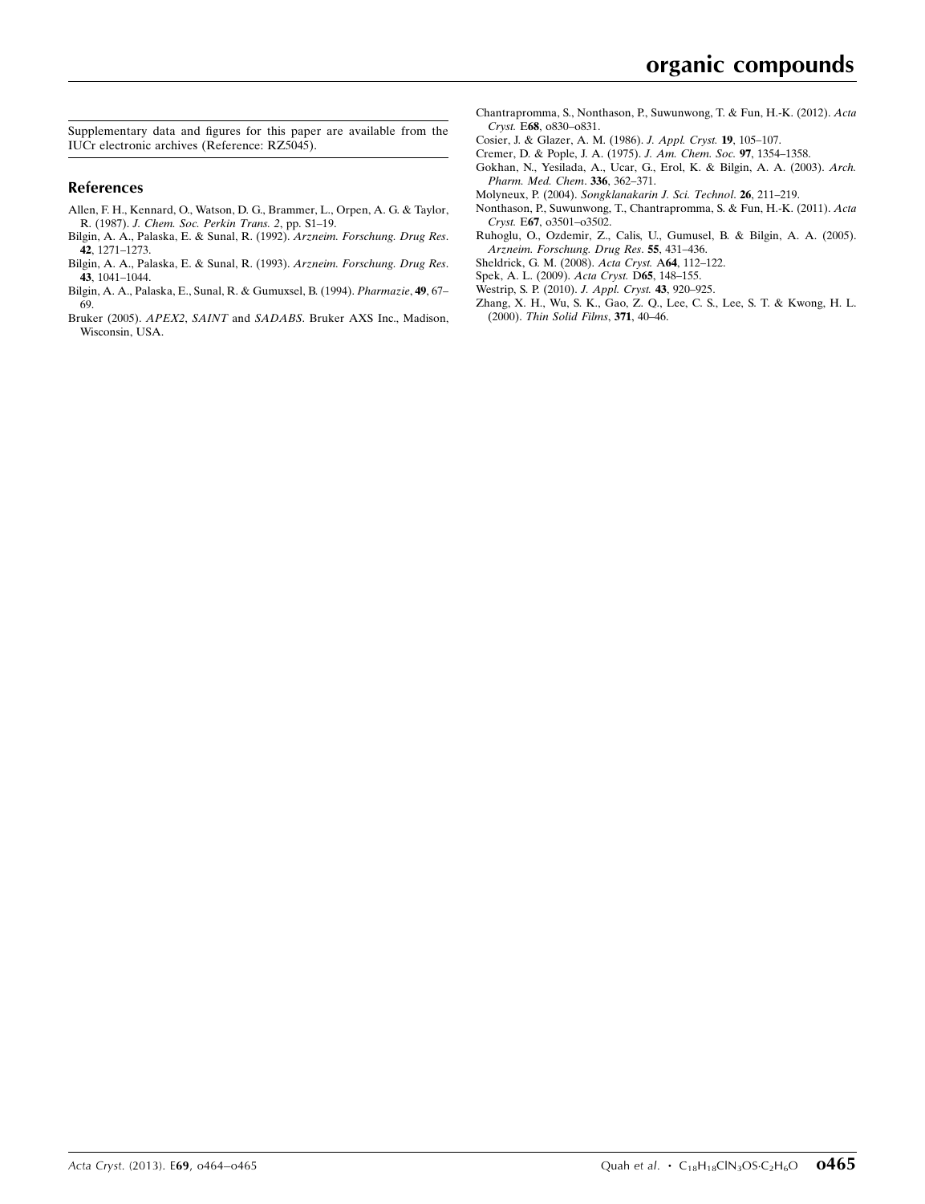Supplementary data and figures for this paper are available from the IUCr electronic archives (Reference: RZ5045).

## References

Allen, F. H., Kennard, O., Watson, D. G., Brammer, L., Orpen, A. G. & Taylor, R. (1987). *J. Chem. Soc. Perkin Trans. 2*, pp. S1–19.

Bilgin, A. A., Palaska, E. & Sunal, R. (1992). *Arzneim. Forschung. Drug Res.* **42**, 1271–1273.

Bilgin, A. A., Palaska, E. & Sunal, R. (1993). *Arzneim. Forschung. Drug Res.* **43**, 1041–1044.

Bilgin, A. A., Palaska, E., Sunal, R. & Gumuxsel, B. (1994). *Pharmazie*, **49**, 67–69.

Bruker (2005). *APEX2*, *SAINT* and *SADABS*. Bruker AXS Inc., Madison, Wisconsin, USA.

Chantrapromma, S., Nonthason, P., Suwunwong, T. & Fun, H.-K. (2012). *Acta Cryst.* E**68**, o830–o831.

Cosier, J. & Glazer, A. M. (1986). *J. Appl. Cryst.* **19**, 105–107.

Cremer, D. & Pople, J. A. (1975). *J. Am. Chem. Soc.* **97**, 1354–1358.

Gokhan, N., Yesilada, A., Ucar, G., Erol, K. & Bilgin, A. A. (2003). *Arch. Pharm. Med. Chem.* **336**, 362–371.

Molyneux, P. (2004). *Songklanakarin J. Sci. Technol.* **26**, 211–219.

Nonthason, P., Suwunwong, T., Chantrapromma, S. & Fun, H.-K. (2011). *Acta Cryst.* E**67**, o3501–o3502.

Ruhoglu, O., Ozdemir, Z., Calis, U., Gumusel, B. & Bilgin, A. A. (2005). *Arzneim. Forschung. Drug Res.* **55**, 431–436.

Sheldrick, G. M. (2008). *Acta Cryst.* A**64**, 112–122.

Spek, A. L. (2009). *Acta Cryst.* D**65**, 148–155.

Westrip, S. P. (2010). *J. Appl. Cryst.* **43**, 920–925.

Zhang, X. H., Wu, S. K., Gao, Z. Q., Lee, C. S., Lee, S. T. & Kwong, H. L. (2000). *Thin Solid Films*, **371**, 40–46.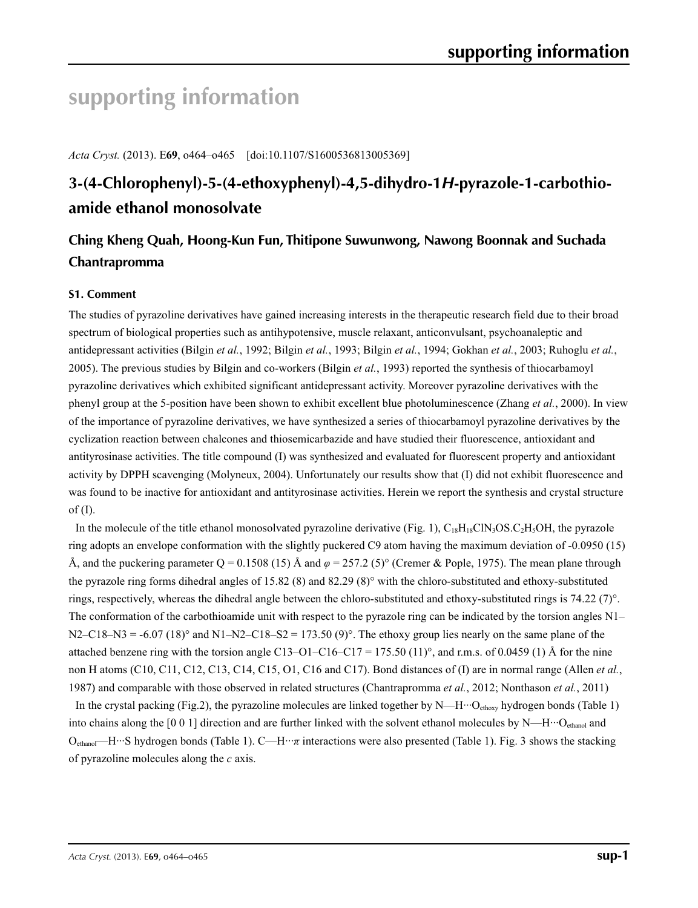# supporting information

*Acta Cryst.* (2013). E**69**, o464–o465    [doi:10.1107/S1600536813005369]

## 3-(4-Chlorophenyl)-5-(4-ethoxyphenyl)-4,5-dihydro-1*H*-pyrazole-1-carbothioamide ethanol monosolvate

### Ching Kheng Quah, Hoong-Kun Fun, Thitipone Suwunwong, Nawong Boonnak and Suchada Chantrapromma

#### S1. Comment

The studies of pyrazoline derivatives have gained increasing interests in the therapeutic research field due to their broad spectrum of biological properties such as antihypotensive, muscle relaxant, anticonvulsant, psychoanaleptic and antidepressant activities (Bilgin *et al.*, 1992; Bilgin *et al.*, 1993; Bilgin *et al.*, 1994; Gokhan *et al.*, 2003; Ruhoglu *et al.*, 2005). The previous studies by Bilgin and co-workers (Bilgin *et al.*, 1993) reported the synthesis of thiocarbamoyl pyrazoline derivatives which exhibited significant antidepressant activity. Moreover pyrazoline derivatives with the phenyl group at the 5-position have been shown to exhibit excellent blue photoluminescence (Zhang *et al.*, 2000). In view of the importance of pyrazoline derivatives, we have synthesized a series of thiocarbamoyl pyrazoline derivatives by the cyclization reaction between chalcones and thiosemicarbazide and have studied their fluorescence, antioxidant and antityrosinase activities. The title compound (I) was synthesized and evaluated for fluorescent property and antioxidant activity by DPPH scavenging (Molyneux, 2004). Unfortunately our results show that (I) did not exhibit fluorescence and was found to be inactive for antioxidant and antityrosinase activities. Herein we report the synthesis and crystal structure of (I).

In the molecule of the title ethanol monosolvated pyrazoline derivative (Fig. 1), $C_{18}H_{18}ClN_3OS.C_2H_5OH$, the pyrazole ring adopts an envelope conformation with the slightly puckered C9 atom having the maximum deviation of -0.0950 (15) Å, and the puckering parameter Q = 0.1508 (15) Å and $\varphi$ = 257.2 (5)° (Cremer & Pople, 1975). The mean plane through the pyrazole ring forms dihedral angles of 15.82 (8) and 82.29 (8)° with the chloro-substituted and ethoxy-substituted rings, respectively, whereas the dihedral angle between the chloro-substituted and ethoxy-substituted rings is 74.22 (7)°. The conformation of the carbothioamide unit with respect to the pyrazole ring can be indicated by the torsion angles N1–N2–C18–N3 = -6.07 (18)° and N1–N2–C18–S2 = 173.50 (9)°. The ethoxy group lies nearly on the same plane of the attached benzene ring with the torsion angle C13–O1–C16–C17 = 175.50 (11)°, and r.m.s. of 0.0459 (1) Å for the nine non H atoms (C10, C11, C12, C13, C14, C15, O1, C16 and C17). Bond distances of (I) are in normal range (Allen *et al.*, 1987) and comparable with those observed in related structures (Chantrapromma *et al.*, 2012; Nonthason *et al.*, 2011)

In the crystal packing (Fig.2), the pyrazoline molecules are linked together by N—H···$O_{ethoxy}$ hydrogen bonds (Table 1) into chains along the [0 0 1] direction and are further linked with the solvent ethanol molecules by N—H···$O_{ethanol}$ and $O_{ethanol}$—H···S hydrogen bonds (Table 1). C—H···$\pi$ interactions were also presented (Table 1). Fig. 3 shows the stacking of pyrazoline molecules along the *c* axis.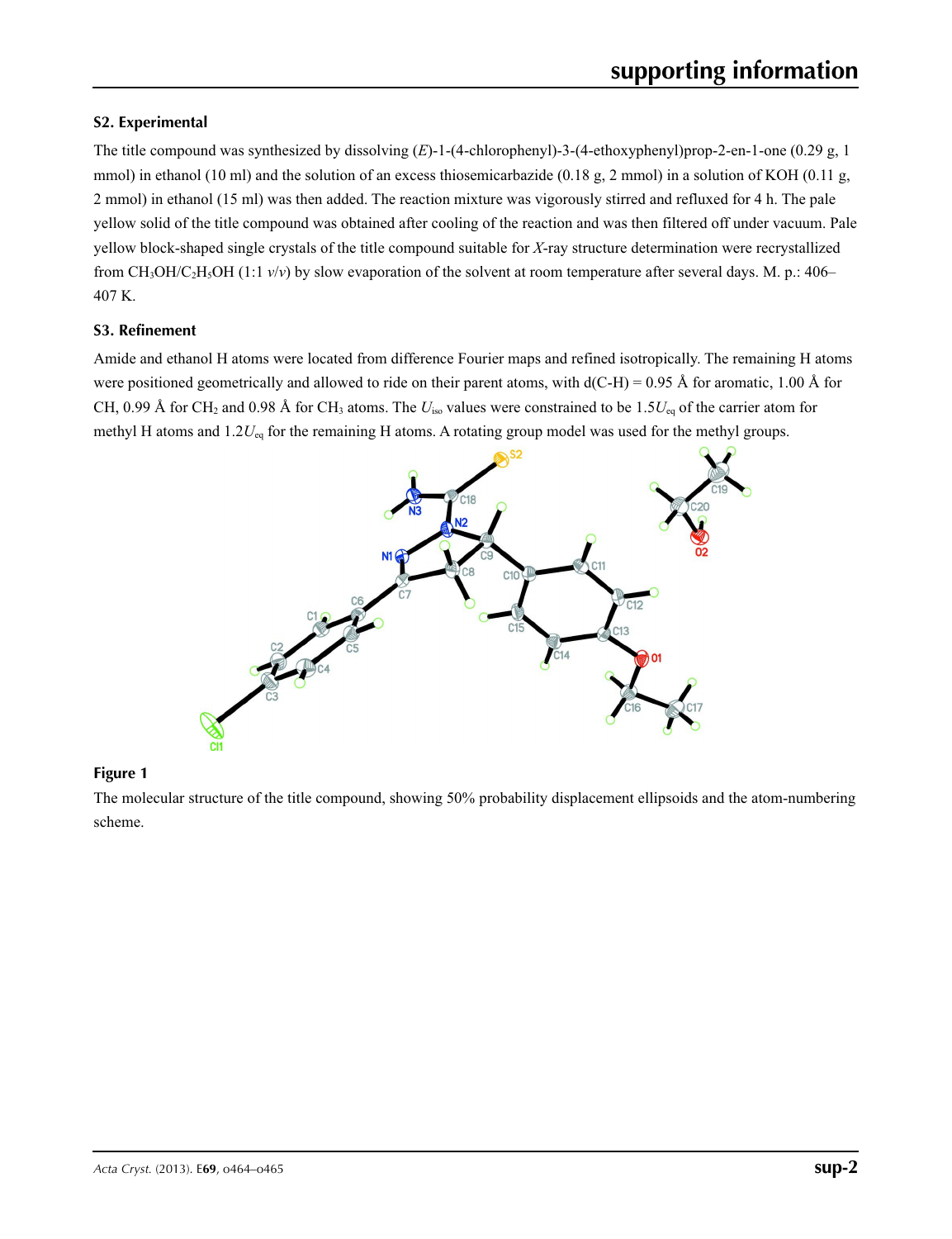## S2. Experimental

The title compound was synthesized by dissolving (*E*)-1-(4-chlorophenyl)-3-(4-ethoxyphenyl)prop-2-en-1-one (0.29 g, 1 mmol) in ethanol (10 ml) and the solution of an excess thiosemicarbazide (0.18 g, 2 mmol) in a solution of KOH (0.11 g, 2 mmol) in ethanol (15 ml) was then added. The reaction mixture was vigorously stirred and refluxed for 4 h. The pale yellow solid of the title compound was obtained after cooling of the reaction and was then filtered off under vacuum. Pale yellow block-shaped single crystals of the title compound suitable for *X*-ray structure determination were recrystallized from $CH_3OH/C_2H_5OH$ (1:1 *v*/*v*) by slow evaporation of the solvent at room temperature after several days. M. p.: 406–407 K.

## S3. Refinement

Amide and ethanol H atoms were located from difference Fourier maps and refined isotropically. The remaining H atoms were positioned geometrically and allowed to ride on their parent atoms, with d(C-H) = 0.95 Å for aromatic, 1.00 Å for CH, 0.99 Å for $CH_2$ and 0.98 Å for $CH_3$ atoms. The $U_{iso}$ values were constrained to be $1.5U_{eq}$ of the carrier atom for methyl H atoms and $1.2U_{eq}$ for the remaining H atoms. A rotating group model was used for the methyl groups.

**Figure 1**

The molecular structure of the title compound, showing 50% probability displacement ellipsoids and the atom-numbering scheme.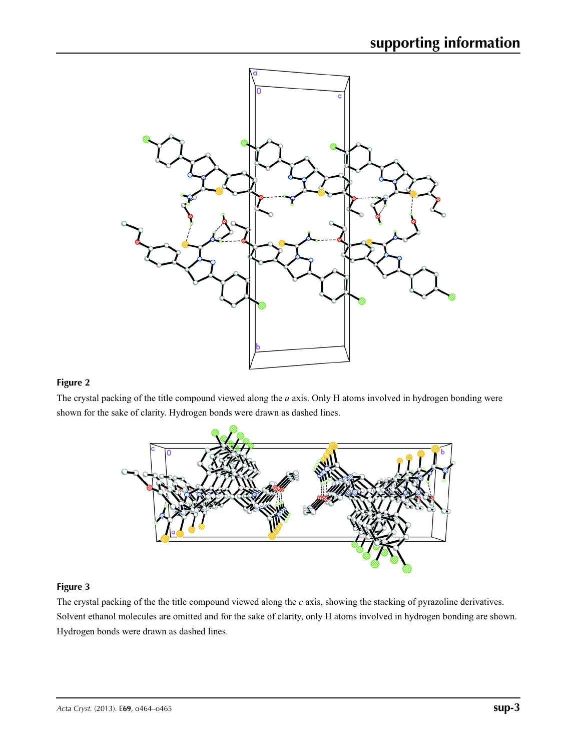**Figure 2**

The crystal packing of the title compound viewed along the *a* axis. Only H atoms involved in hydrogen bonding were shown for the sake of clarity. Hydrogen bonds were drawn as dashed lines.

**Figure 3**

The crystal packing of the the title compound viewed along the *c* axis, showing the stacking of pyrazoline derivatives. Solvent ethanol molecules are omitted and for the sake of clarity, only H atoms involved in hydrogen bonding are shown. Hydrogen bonds were drawn as dashed lines.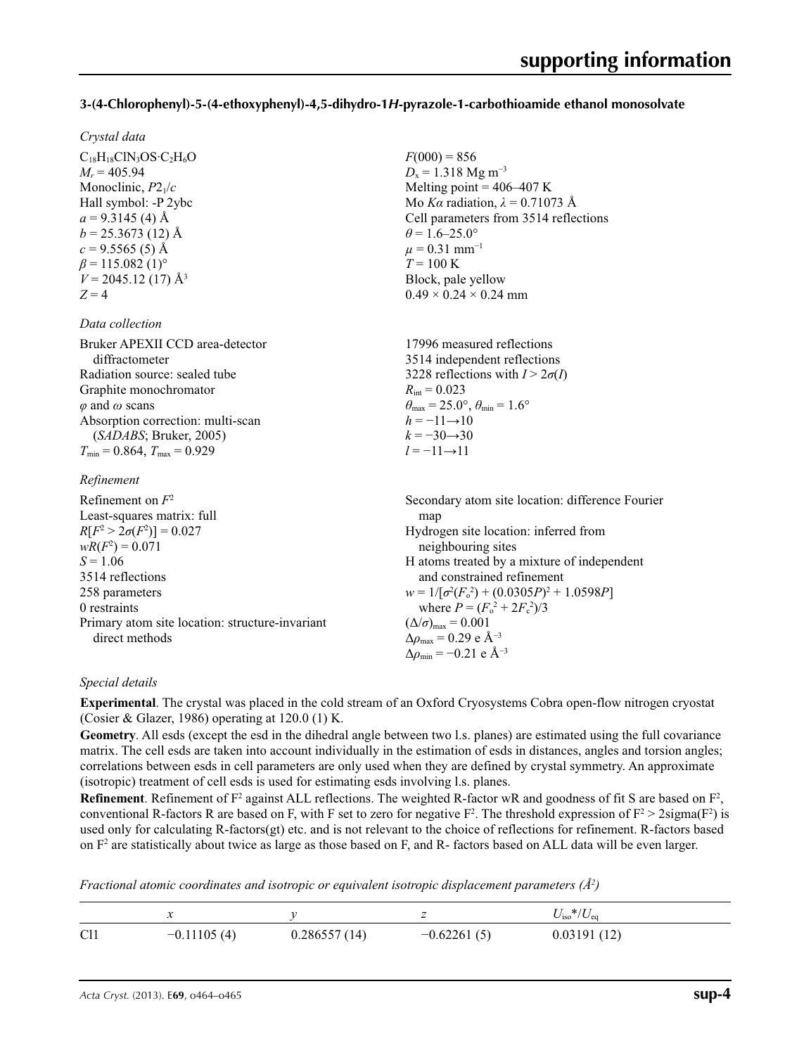**3-(4-Chlorophenyl)-5-(4-ethoxyphenyl)-4,5-dihydro-1*H*-pyrazole-1-carbothioamide ethanol monosolvate**

*Crystal data*

$C_{18}H_{18}ClN_3OS{\cdot}C_2H_6O$
$M_r = 405.94$
Monoclinic, $P2_1/c$
Hall symbol: -P 2ybc
$a = 9.3145$ (4) Å
$b = 25.3673$ (12) Å
$c = 9.5565$ (5) Å
$\beta = 115.082$ (1)°
$V = 2045.12$ (17) Å$^3$
$Z = 4$
$F(000) = 856$
$D_x = 1.318$ Mg m$^{-3}$
Melting point = 406–407 K
Mo $K\alpha$ radiation, $\lambda = 0.71073$ Å
Cell parameters from 3514 reflections
$\theta = 1.6$–$25.0°$
$\mu = 0.31$ mm$^{-1}$
$T = 100$ K
Block, pale yellow
$0.49 \times 0.24 \times 0.24$ mm

*Data collection*

Bruker APEXII CCD area-detector diffractometer
Radiation source: sealed tube
Graphite monochromator
$\varphi$ and $\omega$ scans
Absorption correction: multi-scan (*SADABS*; Bruker, 2005)
$T_{min} = 0.864$, $T_{max} = 0.929$
17996 measured reflections
3514 independent reflections
3228 reflections with $I > 2\sigma(I)$
$R_{int} = 0.023$
$\theta_{max} = 25.0°$, $\theta_{min} = 1.6°$
$h = -11 \rightarrow 10$
$k = -30 \rightarrow 30$
$l = -11 \rightarrow 11$

*Refinement*

Refinement on $F^2$
Least-squares matrix: full
$R[F^2 > 2\sigma(F^2)] = 0.027$
$wR(F^2) = 0.071$
$S = 1.06$
3514 reflections
258 parameters
0 restraints
Primary atom site location: structure-invariant direct methods
Secondary atom site location: difference Fourier map
Hydrogen site location: inferred from neighbouring sites
H atoms treated by a mixture of independent and constrained refinement
$w = 1/[\sigma^2(F_o^2) + (0.0305P)^2 + 1.0598P]$ where $P = (F_o^2 + 2F_c^2)/3$
$(\Delta/\sigma)_{max} = 0.001$
$\Delta\rho_{max} = 0.29$ e Å$^{-3}$
$\Delta\rho_{min} = -0.21$ e Å$^{-3}$

*Special details*

**Experimental**. The crystal was placed in the cold stream of an Oxford Cryosystems Cobra open-flow nitrogen cryostat (Cosier & Glazer, 1986) operating at 120.0 (1) K.

**Geometry**. All esds (except the esd in the dihedral angle between two l.s. planes) are estimated using the full covariance matrix. The cell esds are taken into account individually in the estimation of esds in distances, angles and torsion angles; correlations between esds in cell parameters are only used when they are defined by crystal symmetry. An approximate (isotropic) treatment of cell esds is used for estimating esds involving l.s. planes.

**Refinement**. Refinement of F$^2$ against ALL reflections. The weighted R-factor wR and goodness of fit S are based on F$^2$, conventional R-factors R are based on F, with F set to zero for negative F$^2$. The threshold expression of F$^2$ > 2sigma(F$^2$) is used only for calculating R-factors(gt) etc. and is not relevant to the choice of reflections for refinement. R-factors based on F$^2$ are statistically about twice as large as those based on F, and R- factors based on ALL data will be even larger.

*Fractional atomic coordinates and isotropic or equivalent isotropic displacement parameters (Å$^2$)*

| | *x* | *y* | *z* | $U_{iso}$*/$U_{eq}$ |
|---|---|---|---|---|
| Cl1 | −0.11105 (4) | 0.286557 (14) | −0.62261 (5) | 0.03191 (12) |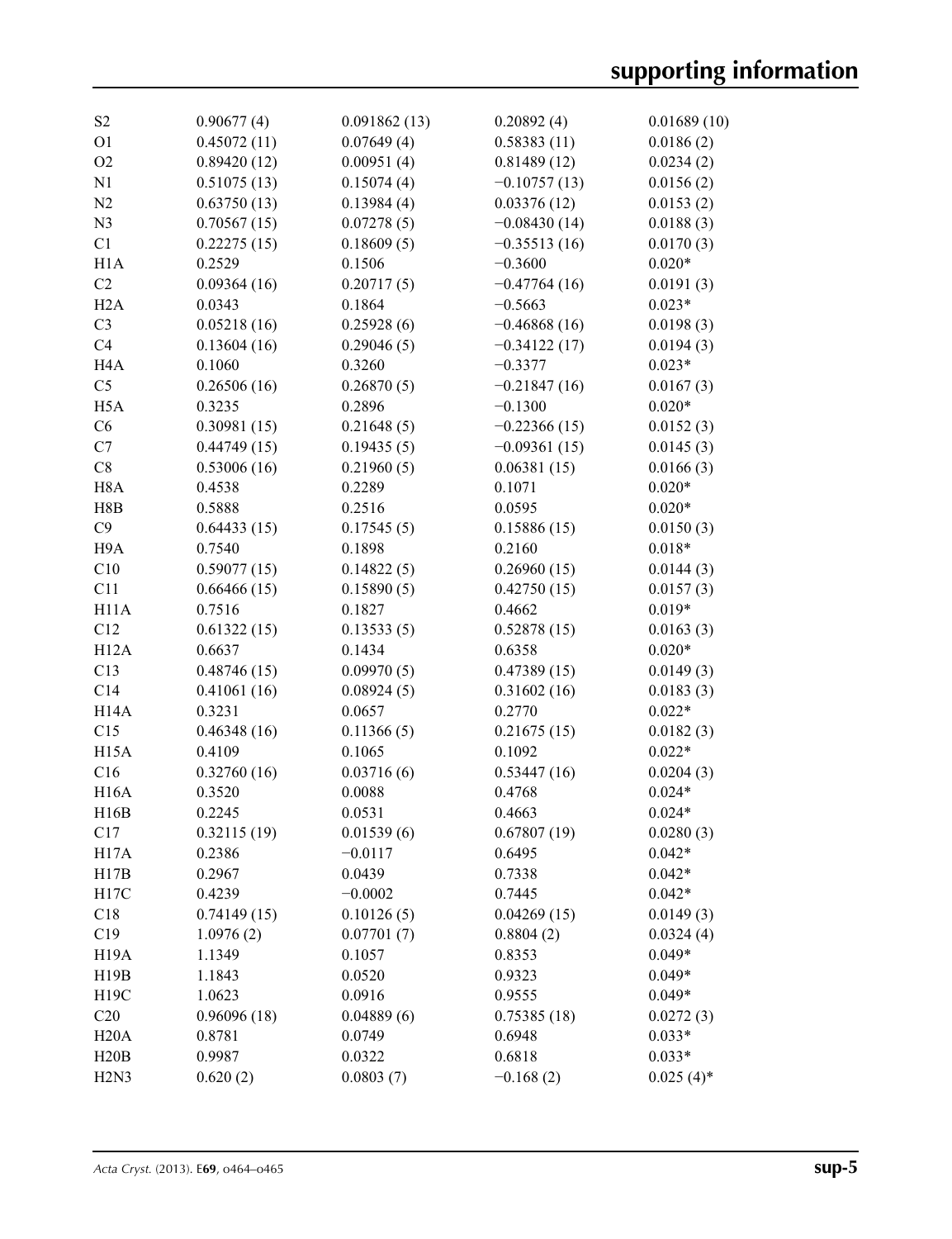| | | | | |
|---|---|---|---|---|
| S2 | 0.90677 (4) | 0.091862 (13) | 0.20892 (4) | 0.01689 (10) |
| O1 | 0.45072 (11) | 0.07649 (4) | 0.58383 (11) | 0.0186 (2) |
| O2 | 0.89420 (12) | 0.00951 (4) | 0.81489 (12) | 0.0234 (2) |
| N1 | 0.51075 (13) | 0.15074 (4) | −0.10757 (13) | 0.0156 (2) |
| N2 | 0.63750 (13) | 0.13984 (4) | 0.03376 (12) | 0.0153 (2) |
| N3 | 0.70567 (15) | 0.07278 (5) | −0.08430 (14) | 0.0188 (3) |
| C1 | 0.22275 (15) | 0.18609 (5) | −0.35513 (16) | 0.0170 (3) |
| H1A | 0.2529 | 0.1506 | −0.3600 | 0.020* |
| C2 | 0.09364 (16) | 0.20717 (5) | −0.47764 (16) | 0.0191 (3) |
| H2A | 0.0343 | 0.1864 | −0.5663 | 0.023* |
| C3 | 0.05218 (16) | 0.25928 (6) | −0.46868 (16) | 0.0198 (3) |
| C4 | 0.13604 (16) | 0.29046 (5) | −0.34122 (17) | 0.0194 (3) |
| H4A | 0.1060 | 0.3260 | −0.3377 | 0.023* |
| C5 | 0.26506 (16) | 0.26870 (5) | −0.21847 (16) | 0.0167 (3) |
| H5A | 0.3235 | 0.2896 | −0.1300 | 0.020* |
| C6 | 0.30981 (15) | 0.21648 (5) | −0.22366 (15) | 0.0152 (3) |
| C7 | 0.44749 (15) | 0.19435 (5) | −0.09361 (15) | 0.0145 (3) |
| C8 | 0.53006 (16) | 0.21960 (5) | 0.06381 (15) | 0.0166 (3) |
| H8A | 0.4538 | 0.2289 | 0.1071 | 0.020* |
| H8B | 0.5888 | 0.2516 | 0.0595 | 0.020* |
| C9 | 0.64433 (15) | 0.17545 (5) | 0.15886 (15) | 0.0150 (3) |
| H9A | 0.7540 | 0.1898 | 0.2160 | 0.018* |
| C10 | 0.59077 (15) | 0.14822 (5) | 0.26960 (15) | 0.0144 (3) |
| C11 | 0.66466 (15) | 0.15890 (5) | 0.42750 (15) | 0.0157 (3) |
| H11A | 0.7516 | 0.1827 | 0.4662 | 0.019* |
| C12 | 0.61322 (15) | 0.13533 (5) | 0.52878 (15) | 0.0163 (3) |
| H12A | 0.6637 | 0.1434 | 0.6358 | 0.020* |
| C13 | 0.48746 (15) | 0.09970 (5) | 0.47389 (15) | 0.0149 (3) |
| C14 | 0.41061 (16) | 0.08924 (5) | 0.31602 (16) | 0.0183 (3) |
| H14A | 0.3231 | 0.0657 | 0.2770 | 0.022* |
| C15 | 0.46348 (16) | 0.11366 (5) | 0.21675 (15) | 0.0182 (3) |
| H15A | 0.4109 | 0.1065 | 0.1092 | 0.022* |
| C16 | 0.32760 (16) | 0.03716 (6) | 0.53447 (16) | 0.0204 (3) |
| H16A | 0.3520 | 0.0088 | 0.4768 | 0.024* |
| H16B | 0.2245 | 0.0531 | 0.4663 | 0.024* |
| C17 | 0.32115 (19) | 0.01539 (6) | 0.67807 (19) | 0.0280 (3) |
| H17A | 0.2386 | −0.0117 | 0.6495 | 0.042* |
| H17B | 0.2967 | 0.0439 | 0.7338 | 0.042* |
| H17C | 0.4239 | −0.0002 | 0.7445 | 0.042* |
| C18 | 0.74149 (15) | 0.10126 (5) | 0.04269 (15) | 0.0149 (3) |
| C19 | 1.0976 (2) | 0.07701 (7) | 0.8804 (2) | 0.0324 (4) |
| H19A | 1.1349 | 0.1057 | 0.8353 | 0.049* |
| H19B | 1.1843 | 0.0520 | 0.9323 | 0.049* |
| H19C | 1.0623 | 0.0916 | 0.9555 | 0.049* |
| C20 | 0.96096 (18) | 0.04889 (6) | 0.75385 (18) | 0.0272 (3) |
| H20A | 0.8781 | 0.0749 | 0.6948 | 0.033* |
| H20B | 0.9987 | 0.0322 | 0.6818 | 0.033* |
| H2N3 | 0.620 (2) | 0.0803 (7) | −0.168 (2) | 0.025 (4)* |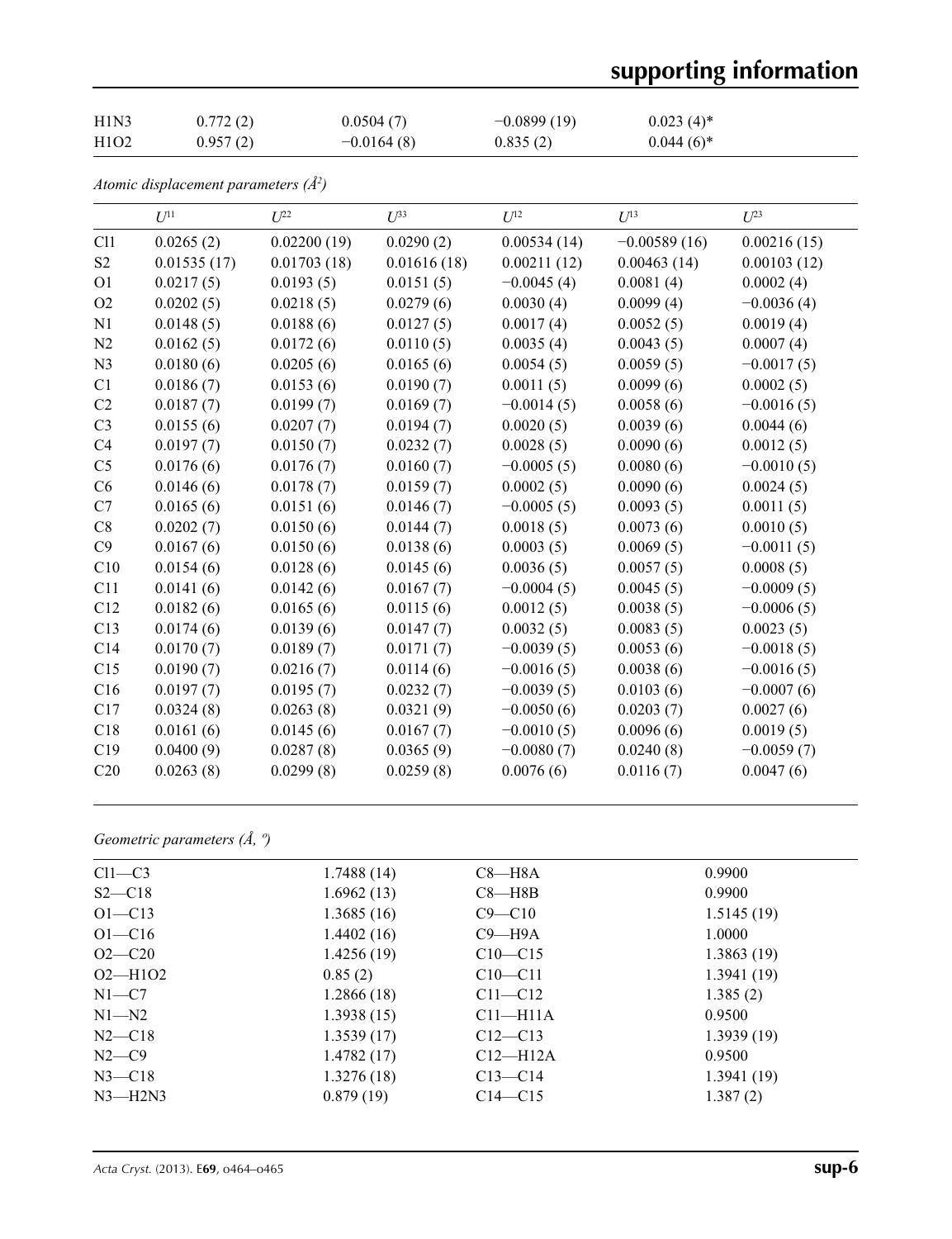| | | | | |
|---|---|---|---|---|
| H1N3 | 0.772 (2) | 0.0504 (7) | −0.0899 (19) | 0.023 (4)* |
| H1O2 | 0.957 (2) | −0.0164 (8) | 0.835 (2) | 0.044 (6)* |

*Atomic displacement parameters (Å²)*

| | $U^{11}$ | $U^{22}$ | $U^{33}$ | $U^{12}$ | $U^{13}$ | $U^{23}$ |
|---|---|---|---|---|---|---|
| Cl1 | 0.0265 (2) | 0.02200 (19) | 0.0290 (2) | 0.00534 (14) | −0.00589 (16) | 0.00216 (15) |
| S2 | 0.01535 (17) | 0.01703 (18) | 0.01616 (18) | 0.00211 (12) | 0.00463 (14) | 0.00103 (12) |
| O1 | 0.0217 (5) | 0.0193 (5) | 0.0151 (5) | −0.0045 (4) | 0.0081 (4) | 0.0002 (4) |
| O2 | 0.0202 (5) | 0.0218 (5) | 0.0279 (6) | 0.0030 (4) | 0.0099 (4) | −0.0036 (4) |
| N1 | 0.0148 (5) | 0.0188 (6) | 0.0127 (5) | 0.0017 (4) | 0.0052 (5) | 0.0019 (4) |
| N2 | 0.0162 (5) | 0.0172 (6) | 0.0110 (5) | 0.0035 (4) | 0.0043 (5) | 0.0007 (4) |
| N3 | 0.0180 (6) | 0.0205 (6) | 0.0165 (6) | 0.0054 (5) | 0.0059 (5) | −0.0017 (5) |
| C1 | 0.0186 (7) | 0.0153 (6) | 0.0190 (7) | 0.0011 (5) | 0.0099 (6) | 0.0002 (5) |
| C2 | 0.0187 (7) | 0.0199 (7) | 0.0169 (7) | −0.0014 (5) | 0.0058 (6) | −0.0016 (5) |
| C3 | 0.0155 (6) | 0.0207 (7) | 0.0194 (7) | 0.0020 (5) | 0.0039 (6) | 0.0044 (6) |
| C4 | 0.0197 (7) | 0.0150 (7) | 0.0232 (7) | 0.0028 (5) | 0.0090 (6) | 0.0012 (5) |
| C5 | 0.0176 (6) | 0.0176 (7) | 0.0160 (7) | −0.0005 (5) | 0.0080 (6) | −0.0010 (5) |
| C6 | 0.0146 (6) | 0.0178 (7) | 0.0159 (7) | 0.0002 (5) | 0.0090 (6) | 0.0024 (5) |
| C7 | 0.0165 (6) | 0.0151 (6) | 0.0146 (7) | −0.0005 (5) | 0.0093 (5) | 0.0011 (5) |
| C8 | 0.0202 (7) | 0.0150 (6) | 0.0144 (7) | 0.0018 (5) | 0.0073 (6) | 0.0010 (5) |
| C9 | 0.0167 (6) | 0.0150 (6) | 0.0138 (6) | 0.0003 (5) | 0.0069 (5) | −0.0011 (5) |
| C10 | 0.0154 (6) | 0.0128 (6) | 0.0145 (6) | 0.0036 (5) | 0.0057 (5) | 0.0008 (5) |
| C11 | 0.0141 (6) | 0.0142 (6) | 0.0167 (7) | −0.0004 (5) | 0.0045 (5) | −0.0009 (5) |
| C12 | 0.0182 (6) | 0.0165 (6) | 0.0115 (6) | 0.0012 (5) | 0.0038 (5) | −0.0006 (5) |
| C13 | 0.0174 (6) | 0.0139 (6) | 0.0147 (7) | 0.0032 (5) | 0.0083 (5) | 0.0023 (5) |
| C14 | 0.0170 (7) | 0.0189 (7) | 0.0171 (7) | −0.0039 (5) | 0.0053 (6) | −0.0018 (5) |
| C15 | 0.0190 (7) | 0.0216 (7) | 0.0114 (6) | −0.0016 (5) | 0.0038 (6) | −0.0016 (5) |
| C16 | 0.0197 (7) | 0.0195 (7) | 0.0232 (7) | −0.0039 (5) | 0.0103 (6) | −0.0007 (6) |
| C17 | 0.0324 (8) | 0.0263 (8) | 0.0321 (9) | −0.0050 (6) | 0.0203 (7) | 0.0027 (6) |
| C18 | 0.0161 (6) | 0.0145 (6) | 0.0167 (7) | −0.0010 (5) | 0.0096 (6) | 0.0019 (5) |
| C19 | 0.0400 (9) | 0.0287 (8) | 0.0365 (9) | −0.0080 (7) | 0.0240 (8) | −0.0059 (7) |
| C20 | 0.0263 (8) | 0.0299 (8) | 0.0259 (8) | 0.0076 (6) | 0.0116 (7) | 0.0047 (6) |

*Geometric parameters (Å, º)*

| | | | |
|---|---|---|---|
| Cl1—C3 | 1.7488 (14) | C8—H8A | 0.9900 |
| S2—C18 | 1.6962 (13) | C8—H8B | 0.9900 |
| O1—C13 | 1.3685 (16) | C9—C10 | 1.5145 (19) |
| O1—C16 | 1.4402 (16) | C9—H9A | 1.0000 |
| O2—C20 | 1.4256 (19) | C10—C15 | 1.3863 (19) |
| O2—H1O2 | 0.85 (2) | C10—C11 | 1.3941 (19) |
| N1—C7 | 1.2866 (18) | C11—C12 | 1.385 (2) |
| N1—N2 | 1.3938 (15) | C11—H11A | 0.9500 |
| N2—C18 | 1.3539 (17) | C12—C13 | 1.3939 (19) |
| N2—C9 | 1.4782 (17) | C12—H12A | 0.9500 |
| N3—C18 | 1.3276 (18) | C13—C14 | 1.3941 (19) |
| N3—H2N3 | 0.879 (19) | C14—C15 | 1.387 (2) |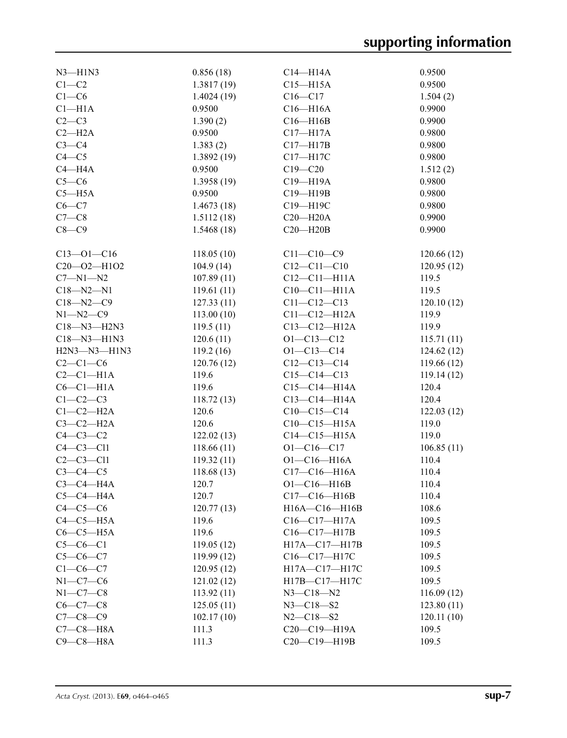| | | | |
|---|---|---|---|
| N3—H1N3 | 0.856 (18) | C14—H14A | 0.9500 |
| C1—C2 | 1.3817 (19) | C15—H15A | 0.9500 |
| C1—C6 | 1.4024 (19) | C16—C17 | 1.504 (2) |
| C1—H1A | 0.9500 | C16—H16A | 0.9900 |
| C2—C3 | 1.390 (2) | C16—H16B | 0.9900 |
| C2—H2A | 0.9500 | C17—H17A | 0.9800 |
| C3—C4 | 1.383 (2) | C17—H17B | 0.9800 |
| C4—C5 | 1.3892 (19) | C17—H17C | 0.9800 |
| C4—H4A | 0.9500 | C19—C20 | 1.512 (2) |
| C5—C6 | 1.3958 (19) | C19—H19A | 0.9800 |
| C5—H5A | 0.9500 | C19—H19B | 0.9800 |
| C6—C7 | 1.4673 (18) | C19—H19C | 0.9800 |
| C7—C8 | 1.5112 (18) | C20—H20A | 0.9900 |
| C8—C9 | 1.5468 (18) | C20—H20B | 0.9900 |
| | | | |
| C13—O1—C16 | 118.05 (10) | C11—C10—C9 | 120.66 (12) |
| C20—O2—H1O2 | 104.9 (14) | C12—C11—C10 | 120.95 (12) |
| C7—N1—N2 | 107.89 (11) | C12—C11—H11A | 119.5 |
| C18—N2—N1 | 119.61 (11) | C10—C11—H11A | 119.5 |
| C18—N2—C9 | 127.33 (11) | C11—C12—C13 | 120.10 (12) |
| N1—N2—C9 | 113.00 (10) | C11—C12—H12A | 119.9 |
| C18—N3—H2N3 | 119.5 (11) | C13—C12—H12A | 119.9 |
| C18—N3—H1N3 | 120.6 (11) | O1—C13—C12 | 115.71 (11) |
| H2N3—N3—H1N3 | 119.2 (16) | O1—C13—C14 | 124.62 (12) |
| C2—C1—C6 | 120.76 (12) | C12—C13—C14 | 119.66 (12) |
| C2—C1—H1A | 119.6 | C15—C14—C13 | 119.14 (12) |
| C6—C1—H1A | 119.6 | C15—C14—H14A | 120.4 |
| C1—C2—C3 | 118.72 (13) | C13—C14—H14A | 120.4 |
| C1—C2—H2A | 120.6 | C10—C15—C14 | 122.03 (12) |
| C3—C2—H2A | 120.6 | C10—C15—H15A | 119.0 |
| C4—C3—C2 | 122.02 (13) | C14—C15—H15A | 119.0 |
| C4—C3—Cl1 | 118.66 (11) | O1—C16—C17 | 106.85 (11) |
| C2—C3—Cl1 | 119.32 (11) | O1—C16—H16A | 110.4 |
| C3—C4—C5 | 118.68 (13) | C17—C16—H16A | 110.4 |
| C3—C4—H4A | 120.7 | O1—C16—H16B | 110.4 |
| C5—C4—H4A | 120.7 | C17—C16—H16B | 110.4 |
| C4—C5—C6 | 120.77 (13) | H16A—C16—H16B | 108.6 |
| C4—C5—H5A | 119.6 | C16—C17—H17A | 109.5 |
| C6—C5—H5A | 119.6 | C16—C17—H17B | 109.5 |
| C5—C6—C1 | 119.05 (12) | H17A—C17—H17B | 109.5 |
| C5—C6—C7 | 119.99 (12) | C16—C17—H17C | 109.5 |
| C1—C6—C7 | 120.95 (12) | H17A—C17—H17C | 109.5 |
| N1—C7—C6 | 121.02 (12) | H17B—C17—H17C | 109.5 |
| N1—C7—C8 | 113.92 (11) | N3—C18—N2 | 116.09 (12) |
| C6—C7—C8 | 125.05 (11) | N3—C18—S2 | 123.80 (11) |
| C7—C8—C9 | 102.17 (10) | N2—C18—S2 | 120.11 (10) |
| C7—C8—H8A | 111.3 | C20—C19—H19A | 109.5 |
| C9—C8—H8A | 111.3 | C20—C19—H19B | 109.5 |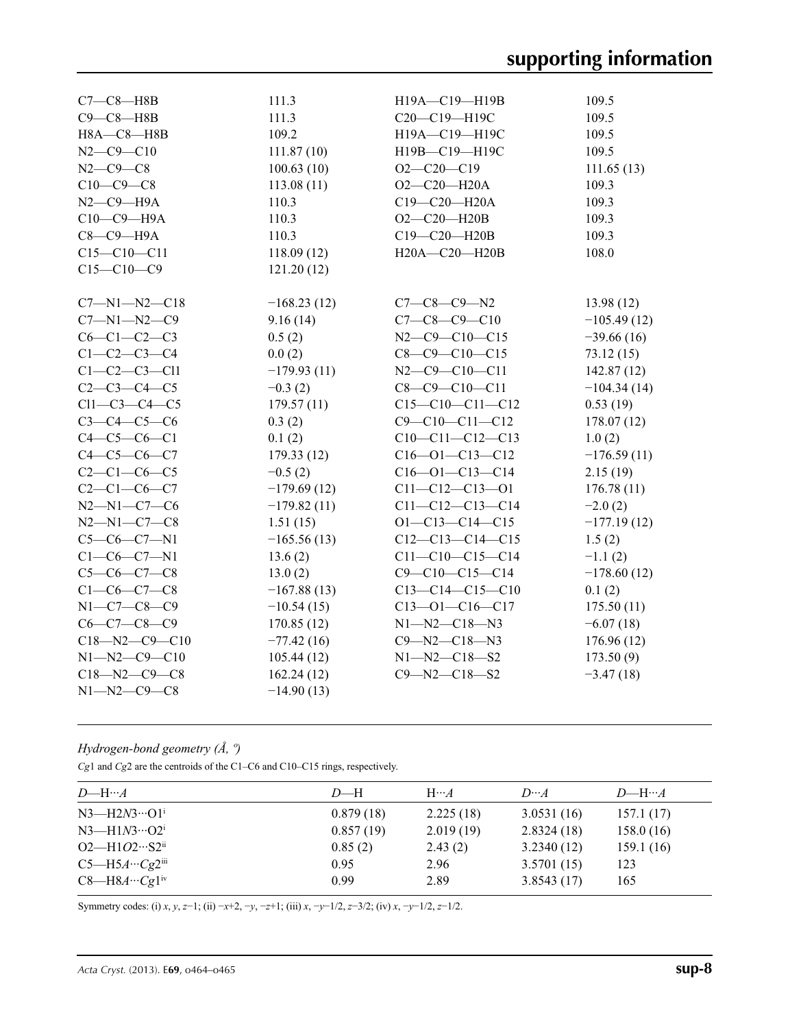| | | | |
|---|---|---|---|
| C7—C8—H8B | 111.3 | H19A—C19—H19B | 109.5 |
| C9—C8—H8B | 111.3 | C20—C19—H19C | 109.5 |
| H8A—C8—H8B | 109.2 | H19A—C19—H19C | 109.5 |
| N2—C9—C10 | 111.87 (10) | H19B—C19—H19C | 109.5 |
| N2—C9—C8 | 100.63 (10) | O2—C20—C19 | 111.65 (13) |
| C10—C9—C8 | 113.08 (11) | O2—C20—H20A | 109.3 |
| N2—C9—H9A | 110.3 | C19—C20—H20A | 109.3 |
| C10—C9—H9A | 110.3 | O2—C20—H20B | 109.3 |
| C8—C9—H9A | 110.3 | C19—C20—H20B | 109.3 |
| C15—C10—C11 | 118.09 (12) | H20A—C20—H20B | 108.0 |
| C15—C10—C9 | 121.20 (12) | | |
| | | | |
| C7—N1—N2—C18 | −168.23 (12) | C7—C8—C9—N2 | 13.98 (12) |
| C7—N1—N2—C9 | 9.16 (14) | C7—C8—C9—C10 | −105.49 (12) |
| C6—C1—C2—C3 | 0.5 (2) | N2—C9—C10—C15 | −39.66 (16) |
| C1—C2—C3—C4 | 0.0 (2) | C8—C9—C10—C15 | 73.12 (15) |
| C1—C2—C3—Cl1 | −179.93 (11) | N2—C9—C10—C11 | 142.87 (12) |
| C2—C3—C4—C5 | −0.3 (2) | C8—C9—C10—C11 | −104.34 (14) |
| Cl1—C3—C4—C5 | 179.57 (11) | C15—C10—C11—C12 | 0.53 (19) |
| C3—C4—C5—C6 | 0.3 (2) | C9—C10—C11—C12 | 178.07 (12) |
| C4—C5—C6—C1 | 0.1 (2) | C10—C11—C12—C13 | 1.0 (2) |
| C4—C5—C6—C7 | 179.33 (12) | C16—O1—C13—C12 | −176.59 (11) |
| C2—C1—C6—C5 | −0.5 (2) | C16—O1—C13—C14 | 2.15 (19) |
| C2—C1—C6—C7 | −179.69 (12) | C11—C12—C13—O1 | 176.78 (11) |
| N2—N1—C7—C6 | −179.82 (11) | C11—C12—C13—C14 | −2.0 (2) |
| N2—N1—C7—C8 | 1.51 (15) | O1—C13—C14—C15 | −177.19 (12) |
| C5—C6—C7—N1 | −165.56 (13) | C12—C13—C14—C15 | 1.5 (2) |
| C1—C6—C7—N1 | 13.6 (2) | C11—C10—C15—C14 | −1.1 (2) |
| C5—C6—C7—C8 | 13.0 (2) | C9—C10—C15—C14 | −178.60 (12) |
| C1—C6—C7—C8 | −167.88 (13) | C13—C14—C15—C10 | 0.1 (2) |
| N1—C7—C8—C9 | −10.54 (15) | C13—O1—C16—C17 | 175.50 (11) |
| C6—C7—C8—C9 | 170.85 (12) | N1—N2—C18—N3 | −6.07 (18) |
| C18—N2—C9—C10 | −77.42 (16) | C9—N2—C18—N3 | 176.96 (12) |
| N1—N2—C9—C10 | 105.44 (12) | N1—N2—C18—S2 | 173.50 (9) |
| C18—N2—C9—C8 | 162.24 (12) | C9—N2—C18—S2 | −3.47 (18) |
| N1—N2—C9—C8 | −14.90 (13) | | |

*Hydrogen-bond geometry (Å, º)*

*Cg*1 and *Cg*2 are the centroids of the C1–C6 and C10–C15 rings, respectively.

| *D*—H···*A* | *D*—H | H···*A* | *D*···*A* | *D*—H···*A* |
|---|---|---|---|---|
| N3—H2*N*3···O1[i] | 0.879 (18) | 2.225 (18) | 3.0531 (16) | 157.1 (17) |
| N3—H1*N*3···O2[i] | 0.857 (19) | 2.019 (19) | 2.8324 (18) | 158.0 (16) |
| O2—H1*O*2···S2[ii] | 0.85 (2) | 2.43 (2) | 3.2340 (12) | 159.1 (16) |
| C5—H5*A*···*Cg*2[iii] | 0.95 | 2.96 | 3.5701 (15) | 123 |
| C8—H8*A*···*Cg*1[iv] | 0.99 | 2.89 | 3.8543 (17) | 165 |

Symmetry codes: (i) *x*, *y*, *z*−1; (ii) −*x*+2, −*y*, −*z*+1; (iii) *x*, −*y*−1/2, *z*−3/2; (iv) *x*, −*y*−1/2, *z*−1/2.